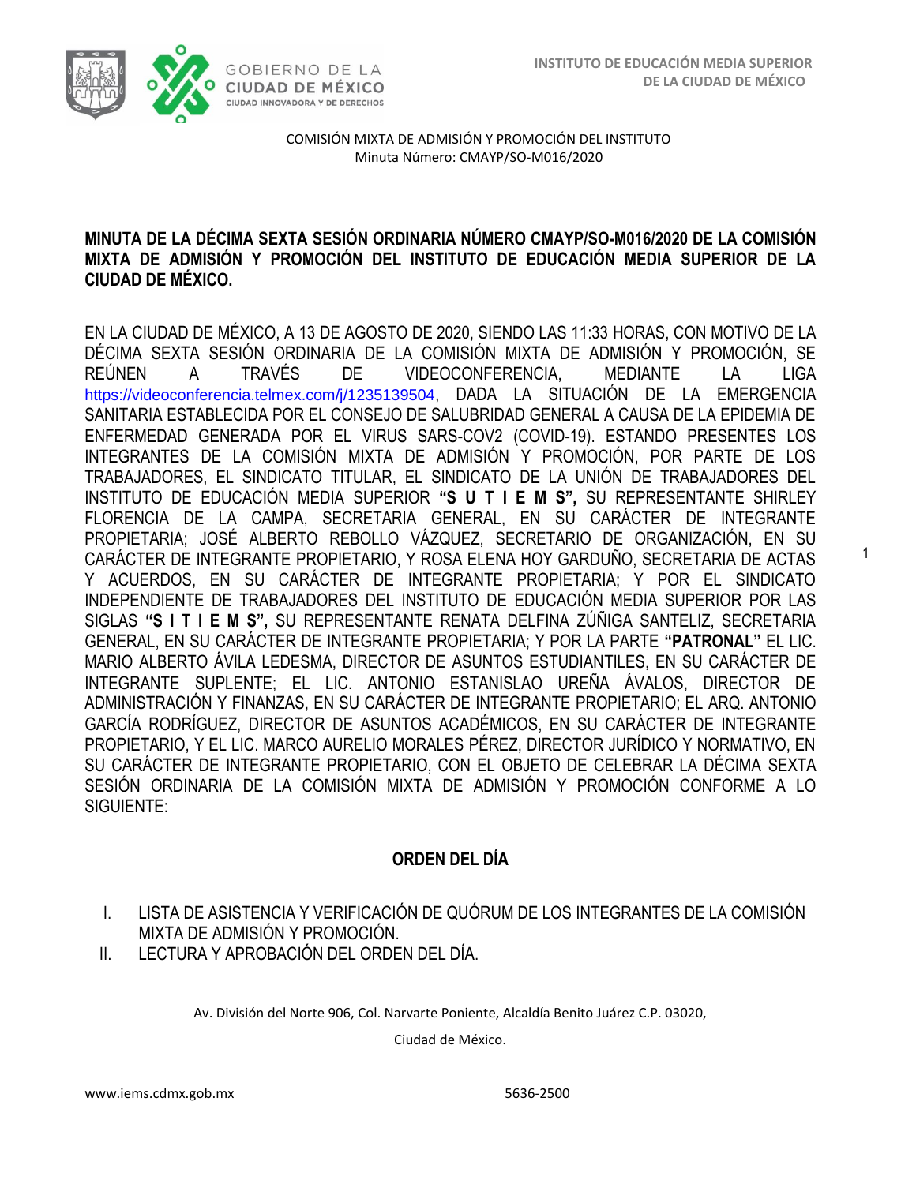COMISIÓN MIXTA DE ADMISIÓN Y PROMOCIÓN DEL INSTITUTO
Minuta Número: CMAYP/SO-M016/2020

**MINUTA DE LA DÉCIMA SEXTA SESIÓN ORDINARIA NÚMERO CMAYP/SO-M016/2020 DE LA COMISIÓN MIXTA DE ADMISIÓN Y PROMOCIÓN DEL INSTITUTO DE EDUCACIÓN MEDIA SUPERIOR DE LA CIUDAD DE MÉXICO.**

EN LA CIUDAD DE MÉXICO, A 13 DE AGOSTO DE 2020, SIENDO LAS 11:33 HORAS, CON MOTIVO DE LA DÉCIMA SEXTA SESIÓN ORDINARIA DE LA COMISIÓN MIXTA DE ADMISIÓN Y PROMOCIÓN, SE REÚNEN A TRAVÉS DE VIDEOCONFERENCIA, MEDIANTE LA LIGA https://videoconferencia.telmex.com/j/1235139504, DADA LA SITUACIÓN DE LA EMERGENCIA SANITARIA ESTABLECIDA POR EL CONSEJO DE SALUBRIDAD GENERAL A CAUSA DE LA EPIDEMIA DE ENFERMEDAD GENERADA POR EL VIRUS SARS-COV2 (COVID-19). ESTANDO PRESENTES LOS INTEGRANTES DE LA COMISIÓN MIXTA DE ADMISIÓN Y PROMOCIÓN, POR PARTE DE LOS TRABAJADORES, EL SINDICATO TITULAR, EL SINDICATO DE LA UNIÓN DE TRABAJADORES DEL INSTITUTO DE EDUCACIÓN MEDIA SUPERIOR **"S U T I E M S",** SU REPRESENTANTE SHIRLEY FLORENCIA DE LA CAMPA, SECRETARIA GENERAL, EN SU CARÁCTER DE INTEGRANTE PROPIETARIA; JOSÉ ALBERTO REBOLLO VÁZQUEZ, SECRETARIO DE ORGANIZACIÓN, EN SU CARÁCTER DE INTEGRANTE PROPIETARIO, Y ROSA ELENA HOY GARDUÑO, SECRETARIA DE ACTAS Y ACUERDOS, EN SU CARÁCTER DE INTEGRANTE PROPIETARIA; Y POR EL SINDICATO INDEPENDIENTE DE TRABAJADORES DEL INSTITUTO DE EDUCACIÓN MEDIA SUPERIOR POR LAS SIGLAS **"S I T I E M S",** SU REPRESENTANTE RENATA DELFINA ZÚÑIGA SANTELIZ, SECRETARIA GENERAL, EN SU CARÁCTER DE INTEGRANTE PROPIETARIA; Y POR LA PARTE **"PATRONAL"** EL LIC. MARIO ALBERTO ÁVILA LEDESMA, DIRECTOR DE ASUNTOS ESTUDIANTILES, EN SU CARÁCTER DE INTEGRANTE SUPLENTE; EL LIC. ANTONIO ESTANISLAO UREÑA ÁVALOS, DIRECTOR DE ADMINISTRACIÓN Y FINANZAS, EN SU CARÁCTER DE INTEGRANTE PROPIETARIO; EL ARQ. ANTONIO GARCÍA RODRÍGUEZ, DIRECTOR DE ASUNTOS ACADÉMICOS, EN SU CARÁCTER DE INTEGRANTE PROPIETARIO, Y EL LIC. MARCO AURELIO MORALES PÉREZ, DIRECTOR JURÍDICO Y NORMATIVO, EN SU CARÁCTER DE INTEGRANTE PROPIETARIO, CON EL OBJETO DE CELEBRAR LA DÉCIMA SEXTA SESIÓN ORDINARIA DE LA COMISIÓN MIXTA DE ADMISIÓN Y PROMOCIÓN CONFORME A LO SIGUIENTE:

## ORDEN DEL DÍA

I. LISTA DE ASISTENCIA Y VERIFICACIÓN DE QUÓRUM DE LOS INTEGRANTES DE LA COMISIÓN MIXTA DE ADMISIÓN Y PROMOCIÓN.
II. LECTURA Y APROBACIÓN DEL ORDEN DEL DÍA.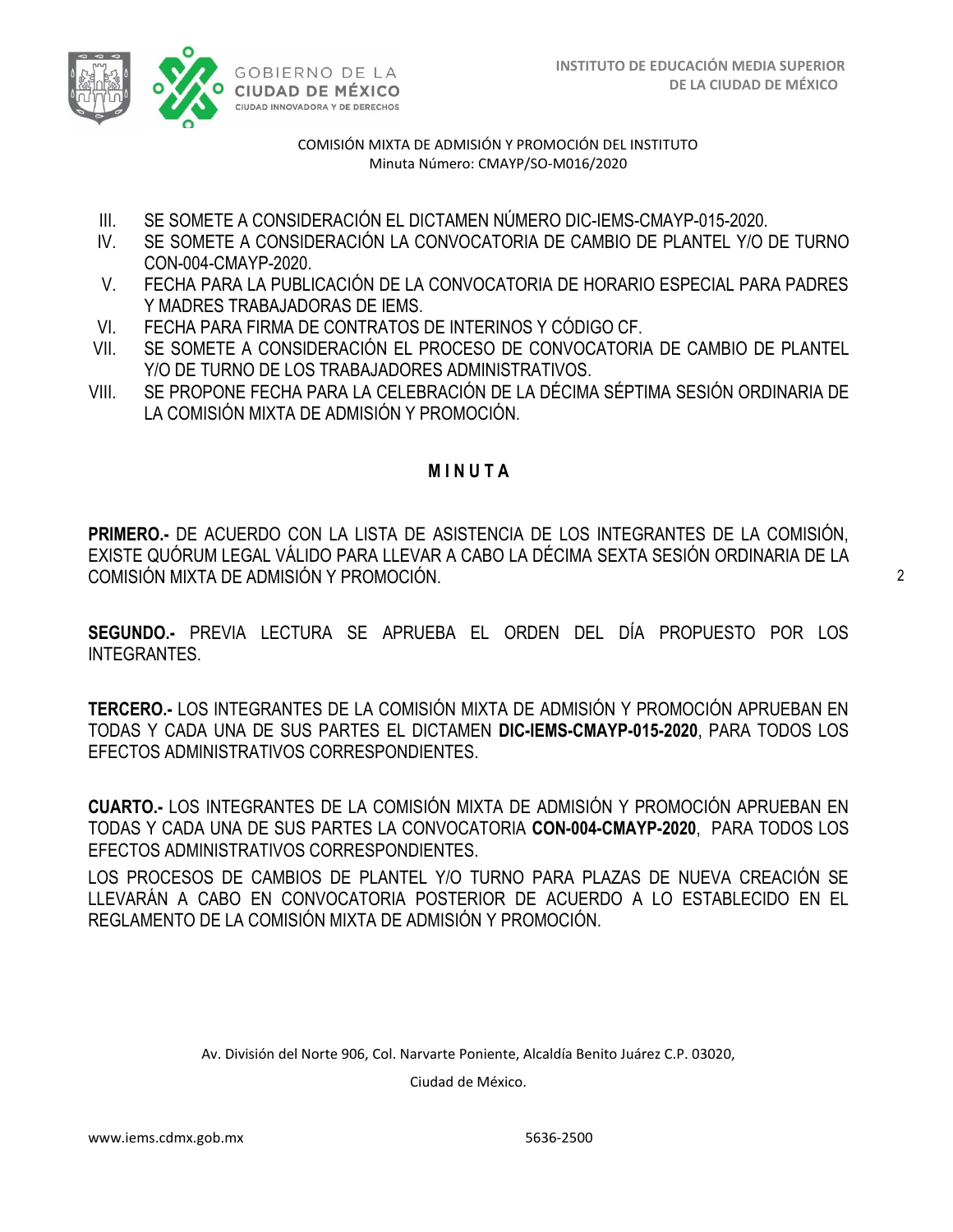COMISIÓN MIXTA DE ADMISIÓN Y PROMOCIÓN DEL INSTITUTO
Minuta Número: CMAYP/SO-M016/2020

III. SE SOMETE A CONSIDERACIÓN EL DICTAMEN NÚMERO DIC-IEMS-CMAYP-015-2020.
IV. SE SOMETE A CONSIDERACIÓN LA CONVOCATORIA DE CAMBIO DE PLANTEL Y/O DE TURNO CON-004-CMAYP-2020.
V. FECHA PARA LA PUBLICACIÓN DE LA CONVOCATORIA DE HORARIO ESPECIAL PARA PADRES Y MADRES TRABAJADORAS DE IEMS.
VI. FECHA PARA FIRMA DE CONTRATOS DE INTERINOS Y CÓDIGO CF.
VII. SE SOMETE A CONSIDERACIÓN EL PROCESO DE CONVOCATORIA DE CAMBIO DE PLANTEL Y/O DE TURNO DE LOS TRABAJADORES ADMINISTRATIVOS.
VIII. SE PROPONE FECHA PARA LA CELEBRACIÓN DE LA DÉCIMA SÉPTIMA SESIÓN ORDINARIA DE LA COMISIÓN MIXTA DE ADMISIÓN Y PROMOCIÓN.

## M I N U T A

**PRIMERO.-** DE ACUERDO CON LA LISTA DE ASISTENCIA DE LOS INTEGRANTES DE LA COMISIÓN, EXISTE QUÓRUM LEGAL VÁLIDO PARA LLEVAR A CABO LA DÉCIMA SEXTA SESIÓN ORDINARIA DE LA COMISIÓN MIXTA DE ADMISIÓN Y PROMOCIÓN.

**SEGUNDO.-** PREVIA LECTURA SE APRUEBA EL ORDEN DEL DÍA PROPUESTO POR LOS INTEGRANTES.

**TERCERO.-** LOS INTEGRANTES DE LA COMISIÓN MIXTA DE ADMISIÓN Y PROMOCIÓN APRUEBAN EN TODAS Y CADA UNA DE SUS PARTES EL DICTAMEN **DIC-IEMS-CMAYP-015-2020**, PARA TODOS LOS EFECTOS ADMINISTRATIVOS CORRESPONDIENTES.

**CUARTO.-** LOS INTEGRANTES DE LA COMISIÓN MIXTA DE ADMISIÓN Y PROMOCIÓN APRUEBAN EN TODAS Y CADA UNA DE SUS PARTES LA CONVOCATORIA **CON-004-CMAYP-2020**, PARA TODOS LOS EFECTOS ADMINISTRATIVOS CORRESPONDIENTES.

LOS PROCESOS DE CAMBIOS DE PLANTEL Y/O TURNO PARA PLAZAS DE NUEVA CREACIÓN SE LLEVARÁN A CABO EN CONVOCATORIA POSTERIOR DE ACUERDO A LO ESTABLECIDO EN EL REGLAMENTO DE LA COMISIÓN MIXTA DE ADMISIÓN Y PROMOCIÓN.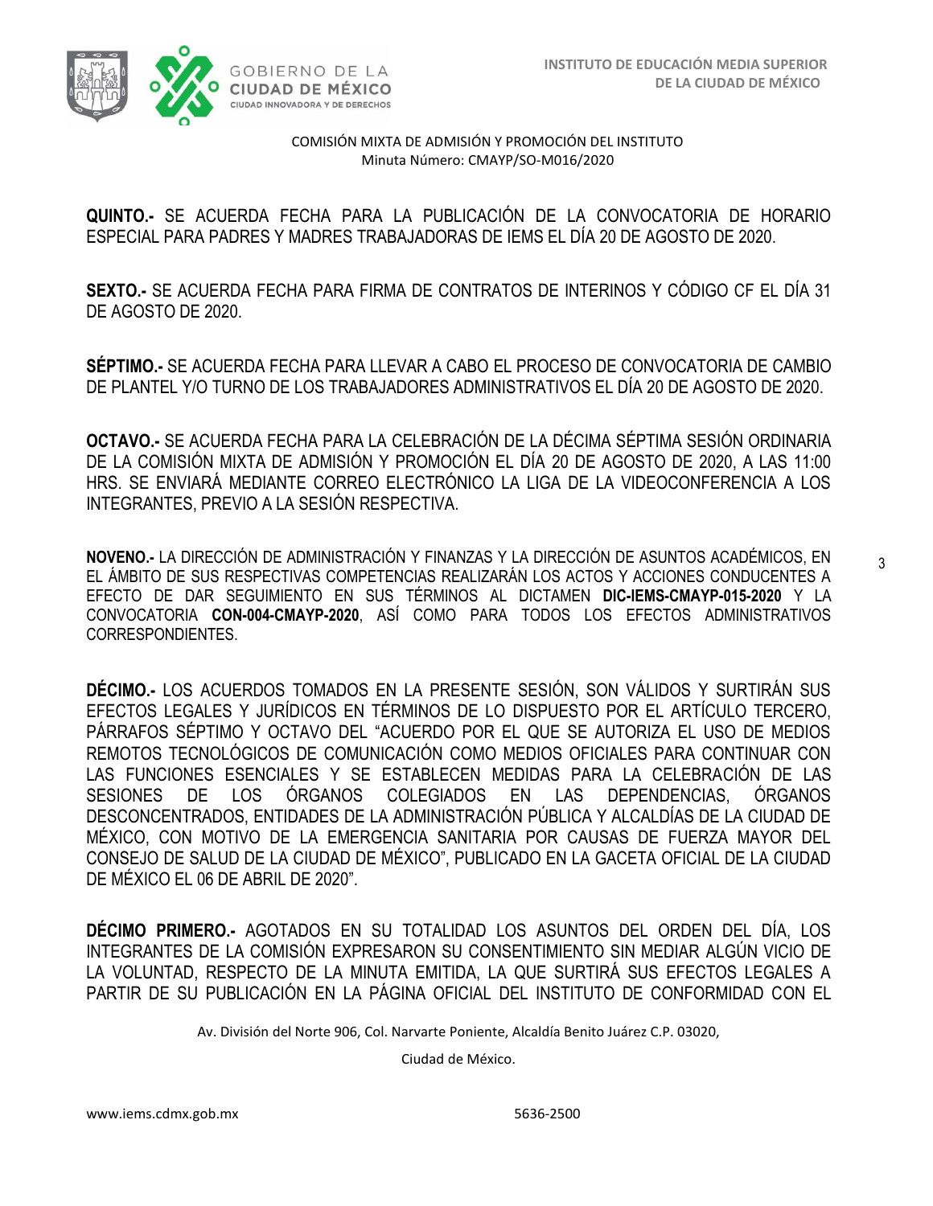**QUINTO.-** SE ACUERDA FECHA PARA LA PUBLICACIÓN DE LA CONVOCATORIA DE HORARIO ESPECIAL PARA PADRES Y MADRES TRABAJADORAS DE IEMS EL DÍA 20 DE AGOSTO DE 2020.

**SEXTO.-** SE ACUERDA FECHA PARA FIRMA DE CONTRATOS DE INTERINOS Y CÓDIGO CF EL DÍA 31 DE AGOSTO DE 2020.

**SÉPTIMO.-** SE ACUERDA FECHA PARA LLEVAR A CABO EL PROCESO DE CONVOCATORIA DE CAMBIO DE PLANTEL Y/O TURNO DE LOS TRABAJADORES ADMINISTRATIVOS EL DÍA 20 DE AGOSTO DE 2020.

**OCTAVO.-** SE ACUERDA FECHA PARA LA CELEBRACIÓN DE LA DÉCIMA SÉPTIMA SESIÓN ORDINARIA DE LA COMISIÓN MIXTA DE ADMISIÓN Y PROMOCIÓN EL DÍA 20 DE AGOSTO DE 2020, A LAS 11:00 HRS. SE ENVIARÁ MEDIANTE CORREO ELECTRÓNICO LA LIGA DE LA VIDEOCONFERENCIA A LOS INTEGRANTES, PREVIO A LA SESIÓN RESPECTIVA.

**NOVENO.-** LA DIRECCIÓN DE ADMINISTRACIÓN Y FINANZAS Y LA DIRECCIÓN DE ASUNTOS ACADÉMICOS, EN EL ÁMBITO DE SUS RESPECTIVAS COMPETENCIAS REALIZARÁN LOS ACTOS Y ACCIONES CONDUCENTES A EFECTO DE DAR SEGUIMIENTO EN SUS TÉRMINOS AL DICTAMEN **DIC-IEMS-CMAYP-015-2020** Y LA CONVOCATORIA **CON-004-CMAYP-2020**, ASÍ COMO PARA TODOS LOS EFECTOS ADMINISTRATIVOS CORRESPONDIENTES.

**DÉCIMO.-** LOS ACUERDOS TOMADOS EN LA PRESENTE SESIÓN, SON VÁLIDOS Y SURTIRÁN SUS EFECTOS LEGALES Y JURÍDICOS EN TÉRMINOS DE LO DISPUESTO POR EL ARTÍCULO TERCERO, PÁRRAFOS SÉPTIMO Y OCTAVO DEL "ACUERDO POR EL QUE SE AUTORIZA EL USO DE MEDIOS REMOTOS TECNOLÓGICOS DE COMUNICACIÓN COMO MEDIOS OFICIALES PARA CONTINUAR CON LAS FUNCIONES ESENCIALES Y SE ESTABLECEN MEDIDAS PARA LA CELEBRACIÓN DE LAS SESIONES DE LOS ÓRGANOS COLEGIADOS EN LAS DEPENDENCIAS, ÓRGANOS DESCONCENTRADOS, ENTIDADES DE LA ADMINISTRACIÓN PÚBLICA Y ALCALDÍAS DE LA CIUDAD DE MÉXICO, CON MOTIVO DE LA EMERGENCIA SANITARIA POR CAUSAS DE FUERZA MAYOR DEL CONSEJO DE SALUD DE LA CIUDAD DE MÉXICO", PUBLICADO EN LA GACETA OFICIAL DE LA CIUDAD DE MÉXICO EL 06 DE ABRIL DE 2020".

**DÉCIMO PRIMERO.-** AGOTADOS EN SU TOTALIDAD LOS ASUNTOS DEL ORDEN DEL DÍA, LOS INTEGRANTES DE LA COMISIÓN EXPRESARON SU CONSENTIMIENTO SIN MEDIAR ALGÚN VICIO DE LA VOLUNTAD, RESPECTO DE LA MINUTA EMITIDA, LA QUE SURTIRÁ SUS EFECTOS LEGALES A PARTIR DE SU PUBLICACIÓN EN LA PÁGINA OFICIAL DEL INSTITUTO DE CONFORMIDAD CON EL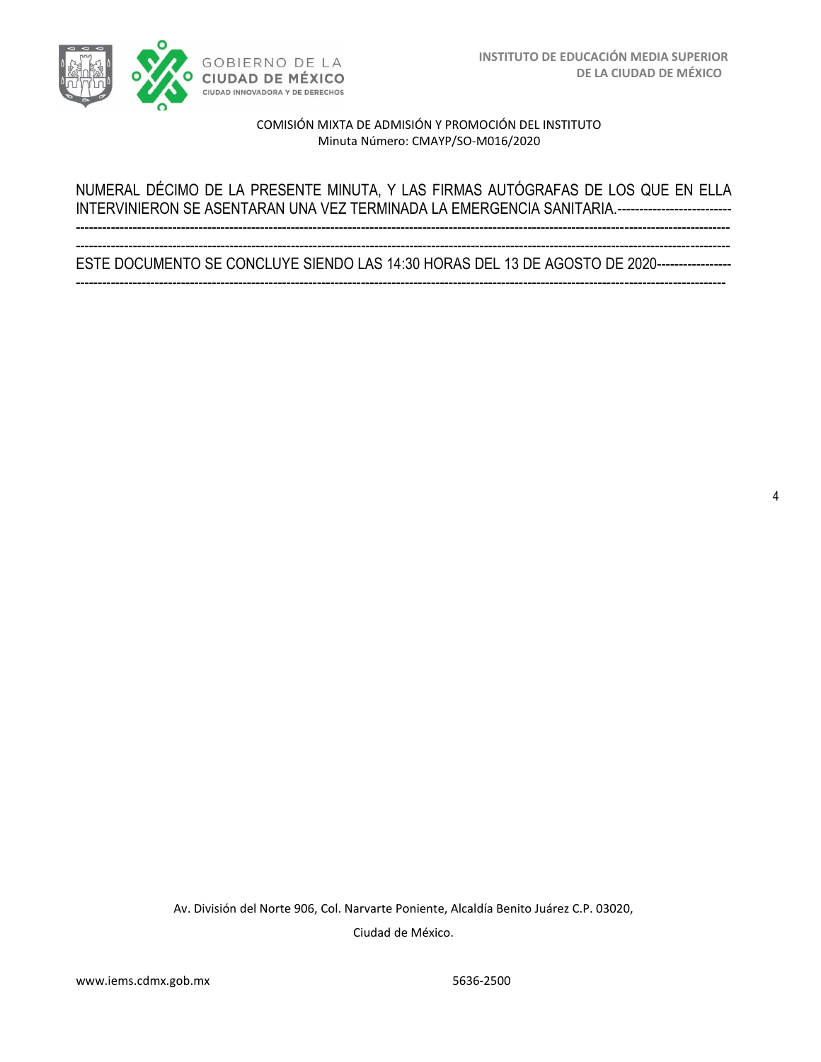NUMERAL DÉCIMO DE LA PRESENTE MINUTA, Y LAS FIRMAS AUTÓGRAFAS DE LOS QUE EN ELLA INTERVINIERON SE ASENTARAN UNA VEZ TERMINADA LA EMERGENCIA SANITARIA.-----------------------------------------------------------------------------------------------------------------------------------------------------------------------------------------------------------------------------------------------------------------------------------------------------------------------------------------

ESTE DOCUMENTO SE CONCLUYE SIENDO LAS 14:30 HORAS DEL 13 DE AGOSTO DE 2020-------------------------------------------------------------------------------------------------------------------------------------------------------------------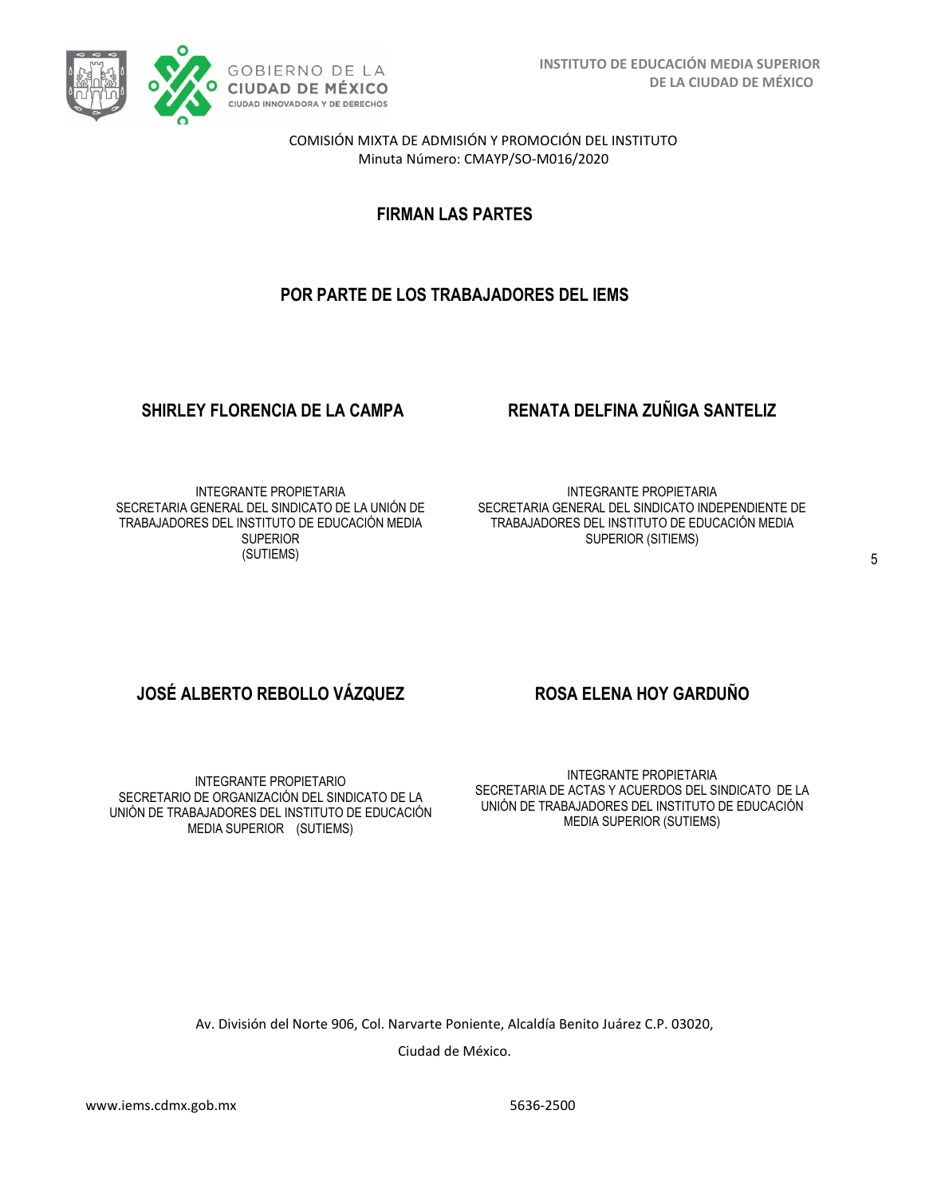COMISIÓN MIXTA DE ADMISIÓN Y PROMOCIÓN DEL INSTITUTO
Minuta Número: CMAYP/SO-M016/2020

## FIRMAN LAS PARTES

## POR PARTE DE LOS TRABAJADORES DEL IEMS

**SHIRLEY FLORENCIA DE LA CAMPA**

INTEGRANTE PROPIETARIA
SECRETARIA GENERAL DEL SINDICATO DE LA UNIÓN DE TRABAJADORES DEL INSTITUTO DE EDUCACIÓN MEDIA SUPERIOR
(SUTIEMS)

**RENATA DELFINA ZUÑIGA SANTELIZ**

INTEGRANTE PROPIETARIA
SECRETARIA GENERAL DEL SINDICATO INDEPENDIENTE DE TRABAJADORES DEL INSTITUTO DE EDUCACIÓN MEDIA SUPERIOR (SITIEMS)

**JOSÉ ALBERTO REBOLLO VÁZQUEZ**

INTEGRANTE PROPIETARIO
SECRETARIO DE ORGANIZACIÓN DEL SINDICATO DE LA UNIÓN DE TRABAJADORES DEL INSTITUTO DE EDUCACIÓN MEDIA SUPERIOR (SUTIEMS)

**ROSA ELENA HOY GARDUÑO**

INTEGRANTE PROPIETARIA
SECRETARIA DE ACTAS Y ACUERDOS DEL SINDICATO DE LA UNIÓN DE TRABAJADORES DEL INSTITUTO DE EDUCACIÓN MEDIA SUPERIOR (SUTIEMS)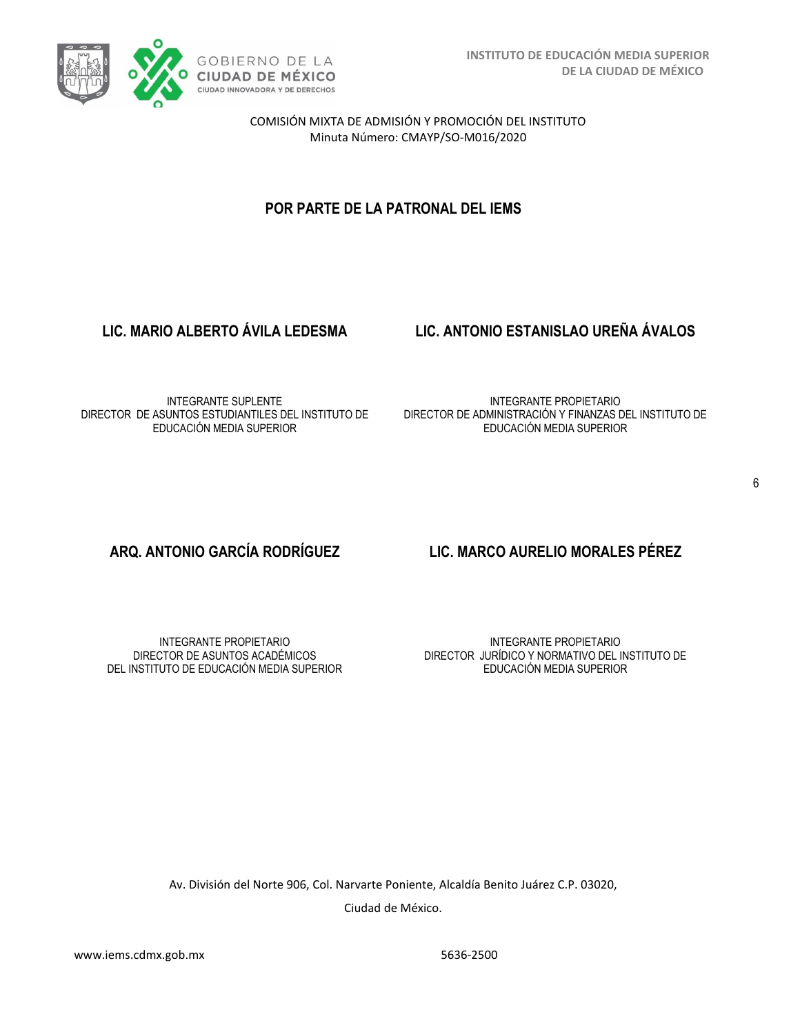## POR PARTE DE LA PATRONAL DEL IEMS

**LIC. MARIO ALBERTO ÁVILA LEDESMA**

INTEGRANTE SUPLENTE
DIRECTOR DE ASUNTOS ESTUDIANTILES DEL INSTITUTO DE EDUCACIÓN MEDIA SUPERIOR

**LIC. ANTONIO ESTANISLAO UREÑA ÁVALOS**

INTEGRANTE PROPIETARIO
DIRECTOR DE ADMINISTRACIÓN Y FINANZAS DEL INSTITUTO DE EDUCACIÓN MEDIA SUPERIOR

**ARQ. ANTONIO GARCÍA RODRÍGUEZ**

INTEGRANTE PROPIETARIO
DIRECTOR DE ASUNTOS ACADÉMICOS DEL INSTITUTO DE EDUCACIÓN MEDIA SUPERIOR

**LIC. MARCO AURELIO MORALES PÉREZ**

INTEGRANTE PROPIETARIO
DIRECTOR JURÍDICO Y NORMATIVO DEL INSTITUTO DE EDUCACIÓN MEDIA SUPERIOR